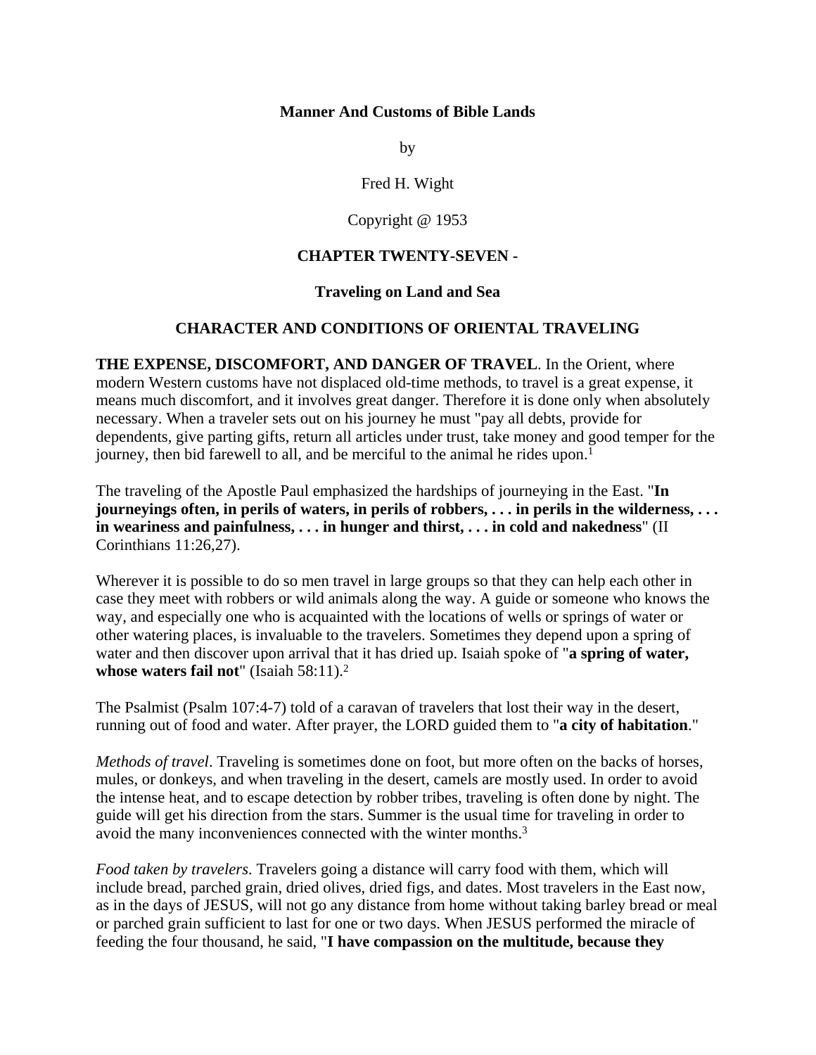**Manner And Customs of Bible Lands**

by

Fred H. Wight

Copyright @ 1953

## CHAPTER TWENTY-SEVEN -

## Traveling on Land and Sea

### CHARACTER AND CONDITIONS OF ORIENTAL TRAVELING

**THE EXPENSE, DISCOMFORT, AND DANGER OF TRAVEL**. In the Orient, where modern Western customs have not displaced old-time methods, to travel is a great expense, it means much discomfort, and it involves great danger. Therefore it is done only when absolutely necessary. When a traveler sets out on his journey he must "pay all debts, provide for dependents, give parting gifts, return all articles under trust, take money and good temper for the journey, then bid farewell to all, and be merciful to the animal he rides upon.[1]

The traveling of the Apostle Paul emphasized the hardships of journeying in the East. "**In journeyings often, in perils of waters, in perils of robbers, . . . in perils in the wilderness, . . . in weariness and painfulness, . . . in hunger and thirst, . . . in cold and nakedness**" (II Corinthians 11:26,27).

Wherever it is possible to do so men travel in large groups so that they can help each other in case they meet with robbers or wild animals along the way. A guide or someone who knows the way, and especially one who is acquainted with the locations of wells or springs of water or other watering places, is invaluable to the travelers. Sometimes they depend upon a spring of water and then discover upon arrival that it has dried up. Isaiah spoke of "**a spring of water, whose waters fail not**" (Isaiah 58:11).[2]

The Psalmist (Psalm 107:4-7) told of a caravan of travelers that lost their way in the desert, running out of food and water. After prayer, the LORD guided them to "**a city of habitation**."

*Methods of travel*. Traveling is sometimes done on foot, but more often on the backs of horses, mules, or donkeys, and when traveling in the desert, camels are mostly used. In order to avoid the intense heat, and to escape detection by robber tribes, traveling is often done by night. The guide will get his direction from the stars. Summer is the usual time for traveling in order to avoid the many inconveniences connected with the winter months.[3]

*Food taken by travelers*. Travelers going a distance will carry food with them, which will include bread, parched grain, dried olives, dried figs, and dates. Most travelers in the East now, as in the days of JESUS, will not go any distance from home without taking barley bread or meal or parched grain sufficient to last for one or two days. When JESUS performed the miracle of feeding the four thousand, he said, "**I have compassion on the multitude, because they**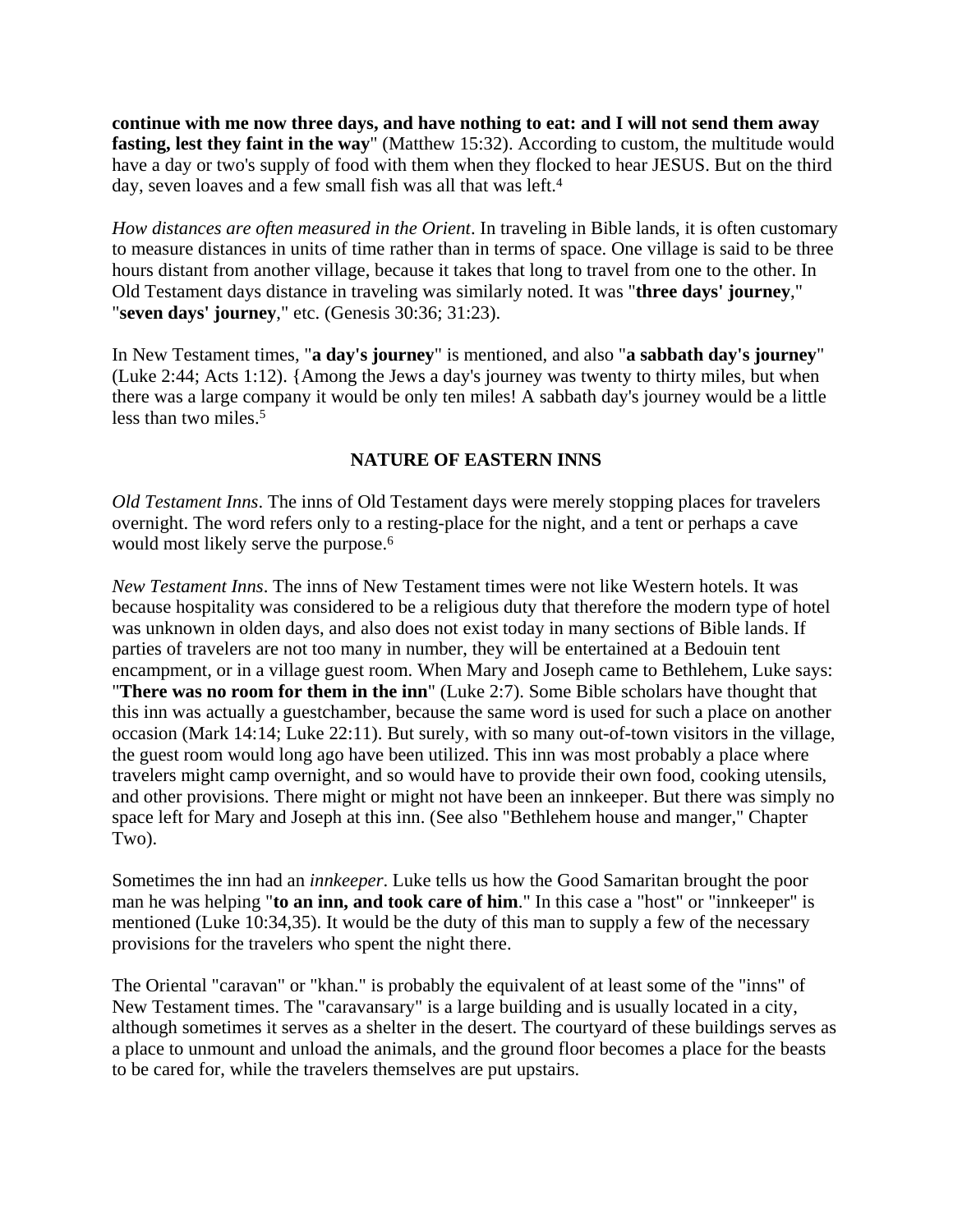**continue with me now three days, and have nothing to eat: and I will not send them away fasting, lest they faint in the way**" (Matthew 15:32). According to custom, the multitude would have a day or two's supply of food with them when they flocked to hear JESUS. But on the third day, seven loaves and a few small fish was all that was left.[4]

*How distances are often measured in the Orient*. In traveling in Bible lands, it is often customary to measure distances in units of time rather than in terms of space. One village is said to be three hours distant from another village, because it takes that long to travel from one to the other. In Old Testament days distance in traveling was similarly noted. It was "**three days' journey**," "**seven days' journey**," etc. (Genesis 30:36; 31:23).

In New Testament times, "**a day's journey**" is mentioned, and also "**a sabbath day's journey**" (Luke 2:44; Acts 1:12). {Among the Jews a day's journey was twenty to thirty miles, but when there was a large company it would be only ten miles! A sabbath day's journey would be a little less than two miles.[5]

## NATURE OF EASTERN INNS

*Old Testament Inns*. The inns of Old Testament days were merely stopping places for travelers overnight. The word refers only to a resting-place for the night, and a tent or perhaps a cave would most likely serve the purpose.[6]

*New Testament Inns*. The inns of New Testament times were not like Western hotels. It was because hospitality was considered to be a religious duty that therefore the modern type of hotel was unknown in olden days, and also does not exist today in many sections of Bible lands. If parties of travelers are not too many in number, they will be entertained at a Bedouin tent encampment, or in a village guest room. When Mary and Joseph came to Bethlehem, Luke says: "**There was no room for them in the inn**" (Luke 2:7). Some Bible scholars have thought that this inn was actually a guestchamber, because the same word is used for such a place on another occasion (Mark 14:14; Luke 22:11). But surely, with so many out-of-town visitors in the village, the guest room would long ago have been utilized. This inn was most probably a place where travelers might camp overnight, and so would have to provide their own food, cooking utensils, and other provisions. There might or might not have been an innkeeper. But there was simply no space left for Mary and Joseph at this inn. (See also "Bethlehem house and manger," Chapter Two).

Sometimes the inn had an *innkeeper*. Luke tells us how the Good Samaritan brought the poor man he was helping "**to an inn, and took care of him**." In this case a "host" or "innkeeper" is mentioned (Luke 10:34,35). It would be the duty of this man to supply a few of the necessary provisions for the travelers who spent the night there.

The Oriental "caravan" or "khan." is probably the equivalent of at least some of the "inns" of New Testament times. The "caravansary" is a large building and is usually located in a city, although sometimes it serves as a shelter in the desert. The courtyard of these buildings serves as a place to unmount and unload the animals, and the ground floor becomes a place for the beasts to be cared for, while the travelers themselves are put upstairs.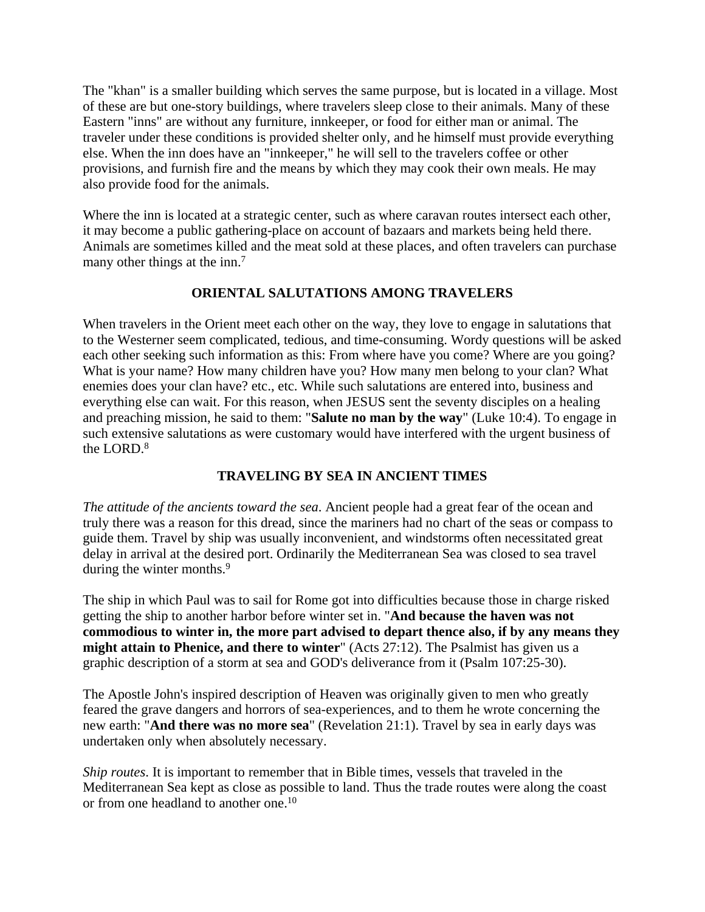The "khan" is a smaller building which serves the same purpose, but is located in a village. Most of these are but one-story buildings, where travelers sleep close to their animals. Many of these Eastern "inns" are without any furniture, innkeeper, or food for either man or animal. The traveler under these conditions is provided shelter only, and he himself must provide everything else. When the inn does have an "innkeeper," he will sell to the travelers coffee or other provisions, and furnish fire and the means by which they may cook their own meals. He may also provide food for the animals.

Where the inn is located at a strategic center, such as where caravan routes intersect each other, it may become a public gathering-place on account of bazaars and markets being held there. Animals are sometimes killed and the meat sold at these places, and often travelers can purchase many other things at the inn.[7]

## ORIENTAL SALUTATIONS AMONG TRAVELERS

When travelers in the Orient meet each other on the way, they love to engage in salutations that to the Westerner seem complicated, tedious, and time-consuming. Wordy questions will be asked each other seeking such information as this: From where have you come? Where are you going? What is your name? How many children have you? How many men belong to your clan? What enemies does your clan have? etc., etc. While such salutations are entered into, business and everything else can wait. For this reason, when JESUS sent the seventy disciples on a healing and preaching mission, he said to them: "**Salute no man by the way**" (Luke 10:4). To engage in such extensive salutations as were customary would have interfered with the urgent business of the LORD.[8]

## TRAVELING BY SEA IN ANCIENT TIMES

*The attitude of the ancients toward the sea*. Ancient people had a great fear of the ocean and truly there was a reason for this dread, since the mariners had no chart of the seas or compass to guide them. Travel by ship was usually inconvenient, and windstorms often necessitated great delay in arrival at the desired port. Ordinarily the Mediterranean Sea was closed to sea travel during the winter months.[9]

The ship in which Paul was to sail for Rome got into difficulties because those in charge risked getting the ship to another harbor before winter set in. "**And because the haven was not commodious to winter in, the more part advised to depart thence also, if by any means they might attain to Phenice, and there to winter**" (Acts 27:12). The Psalmist has given us a graphic description of a storm at sea and GOD's deliverance from it (Psalm 107:25-30).

The Apostle John's inspired description of Heaven was originally given to men who greatly feared the grave dangers and horrors of sea-experiences, and to them he wrote concerning the new earth: "**And there was no more sea**" (Revelation 21:1). Travel by sea in early days was undertaken only when absolutely necessary.

*Ship routes*. It is important to remember that in Bible times, vessels that traveled in the Mediterranean Sea kept as close as possible to land. Thus the trade routes were along the coast or from one headland to another one.[10]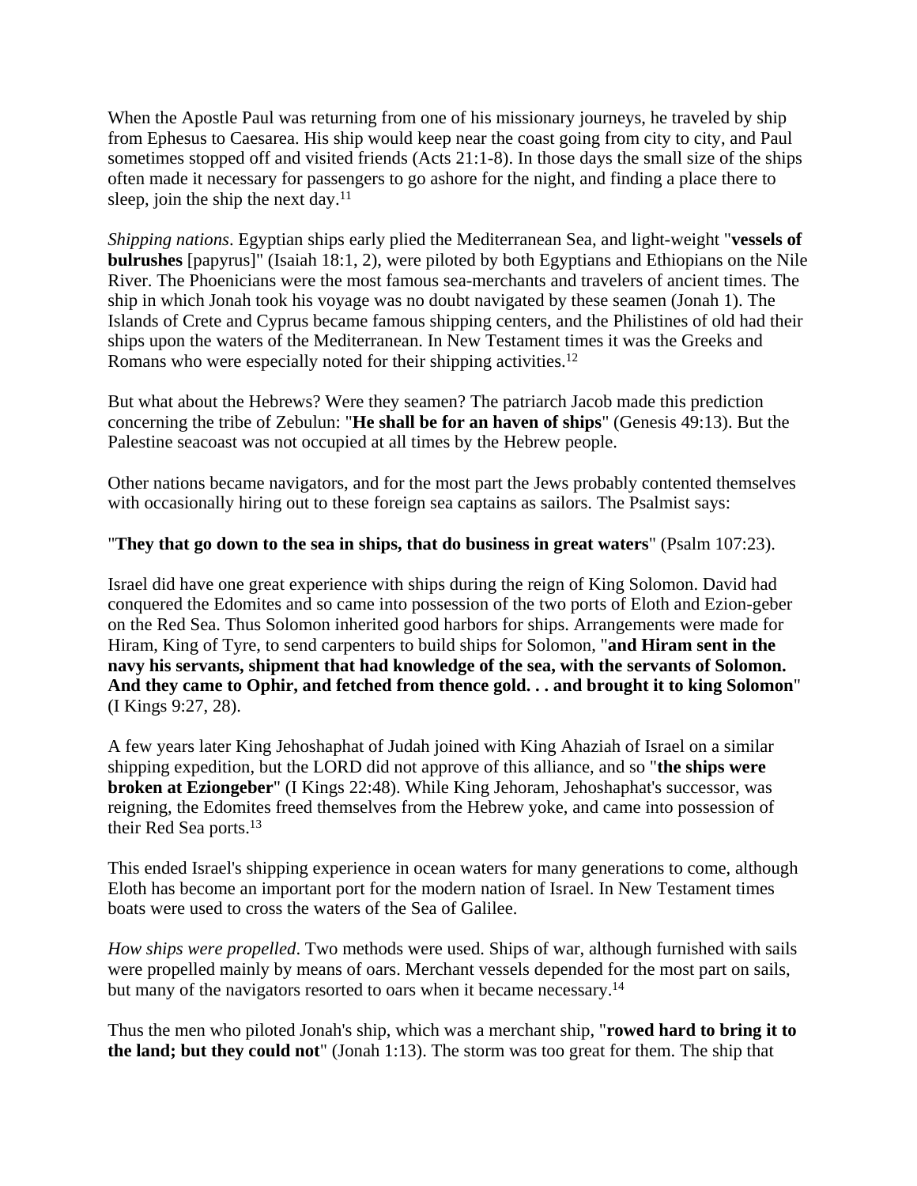When the Apostle Paul was returning from one of his missionary journeys, he traveled by ship from Ephesus to Caesarea. His ship would keep near the coast going from city to city, and Paul sometimes stopped off and visited friends (Acts 21:1-8). In those days the small size of the ships often made it necessary for passengers to go ashore for the night, and finding a place there to sleep, join the ship the next day.[11]

*Shipping nations*. Egyptian ships early plied the Mediterranean Sea, and light-weight "**vessels of bulrushes** [papyrus]" (Isaiah 18:1, 2), were piloted by both Egyptians and Ethiopians on the Nile River. The Phoenicians were the most famous sea-merchants and travelers of ancient times. The ship in which Jonah took his voyage was no doubt navigated by these seamen (Jonah 1). The Islands of Crete and Cyprus became famous shipping centers, and the Philistines of old had their ships upon the waters of the Mediterranean. In New Testament times it was the Greeks and Romans who were especially noted for their shipping activities.[12]

But what about the Hebrews? Were they seamen? The patriarch Jacob made this prediction concerning the tribe of Zebulun: "**He shall be for an haven of ships**" (Genesis 49:13). But the Palestine seacoast was not occupied at all times by the Hebrew people.

Other nations became navigators, and for the most part the Jews probably contented themselves with occasionally hiring out to these foreign sea captains as sailors. The Psalmist says:

"**They that go down to the sea in ships, that do business in great waters**" (Psalm 107:23).

Israel did have one great experience with ships during the reign of King Solomon. David had conquered the Edomites and so came into possession of the two ports of Eloth and Ezion-geber on the Red Sea. Thus Solomon inherited good harbors for ships. Arrangements were made for Hiram, King of Tyre, to send carpenters to build ships for Solomon, "**and Hiram sent in the navy his servants, shipment that had knowledge of the sea, with the servants of Solomon. And they came to Ophir, and fetched from thence gold. . . and brought it to king Solomon**" (I Kings 9:27, 28).

A few years later King Jehoshaphat of Judah joined with King Ahaziah of Israel on a similar shipping expedition, but the LORD did not approve of this alliance, and so "**the ships were broken at Eziongeber**" (I Kings 22:48). While King Jehoram, Jehoshaphat's successor, was reigning, the Edomites freed themselves from the Hebrew yoke, and came into possession of their Red Sea ports.[13]

This ended Israel's shipping experience in ocean waters for many generations to come, although Eloth has become an important port for the modern nation of Israel. In New Testament times boats were used to cross the waters of the Sea of Galilee.

*How ships were propelled*. Two methods were used. Ships of war, although furnished with sails were propelled mainly by means of oars. Merchant vessels depended for the most part on sails, but many of the navigators resorted to oars when it became necessary.[14]

Thus the men who piloted Jonah's ship, which was a merchant ship, "**rowed hard to bring it to the land; but they could not**" (Jonah 1:13). The storm was too great for them. The ship that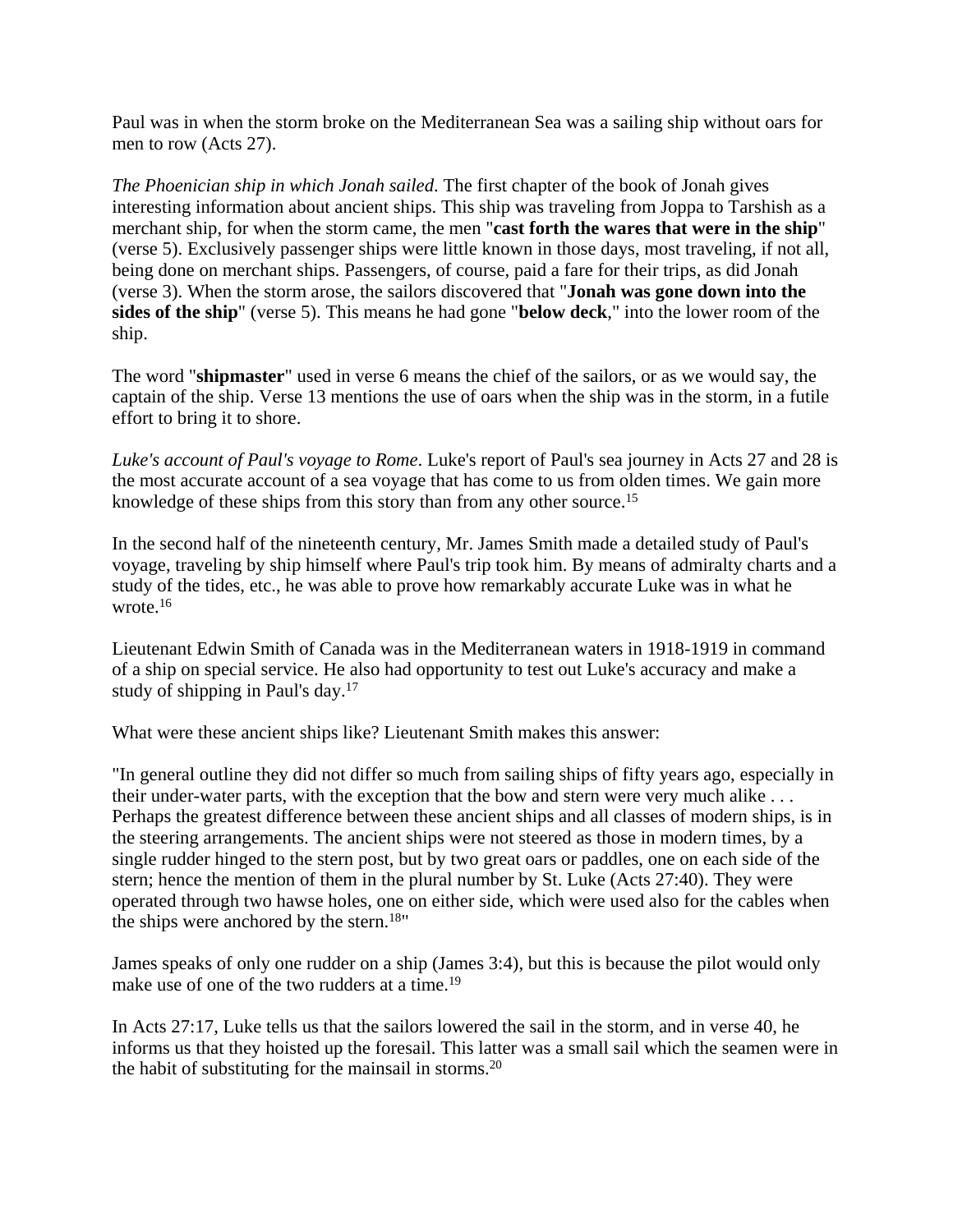Paul was in when the storm broke on the Mediterranean Sea was a sailing ship without oars for men to row (Acts 27).

*The Phoenician ship in which Jonah sailed*. The first chapter of the book of Jonah gives interesting information about ancient ships. This ship was traveling from Joppa to Tarshish as a merchant ship, for when the storm came, the men "**cast forth the wares that were in the ship**" (verse 5). Exclusively passenger ships were little known in those days, most traveling, if not all, being done on merchant ships. Passengers, of course, paid a fare for their trips, as did Jonah (verse 3). When the storm arose, the sailors discovered that "**Jonah was gone down into the sides of the ship**" (verse 5). This means he had gone "**below deck**," into the lower room of the ship.

The word "**shipmaster**" used in verse 6 means the chief of the sailors, or as we would say, the captain of the ship. Verse 13 mentions the use of oars when the ship was in the storm, in a futile effort to bring it to shore.

*Luke's account of Paul's voyage to Rome*. Luke's report of Paul's sea journey in Acts 27 and 28 is the most accurate account of a sea voyage that has come to us from olden times. We gain more knowledge of these ships from this story than from any other source.[15]

In the second half of the nineteenth century, Mr. James Smith made a detailed study of Paul's voyage, traveling by ship himself where Paul's trip took him. By means of admiralty charts and a study of the tides, etc., he was able to prove how remarkably accurate Luke was in what he wrote.[16]

Lieutenant Edwin Smith of Canada was in the Mediterranean waters in 1918-1919 in command of a ship on special service. He also had opportunity to test out Luke's accuracy and make a study of shipping in Paul's day.[17]

What were these ancient ships like? Lieutenant Smith makes this answer:

"In general outline they did not differ so much from sailing ships of fifty years ago, especially in their under-water parts, with the exception that the bow and stern were very much alike . . . Perhaps the greatest difference between these ancient ships and all classes of modern ships, is in the steering arrangements. The ancient ships were not steered as those in modern times, by a single rudder hinged to the stern post, but by two great oars or paddles, one on each side of the stern; hence the mention of them in the plural number by St. Luke (Acts 27:40). They were operated through two hawse holes, one on either side, which were used also for the cables when the ships were anchored by the stern.[18]"

James speaks of only one rudder on a ship (James 3:4), but this is because the pilot would only make use of one of the two rudders at a time.[19]

In Acts 27:17, Luke tells us that the sailors lowered the sail in the storm, and in verse 40, he informs us that they hoisted up the foresail. This latter was a small sail which the seamen were in the habit of substituting for the mainsail in storms.[20]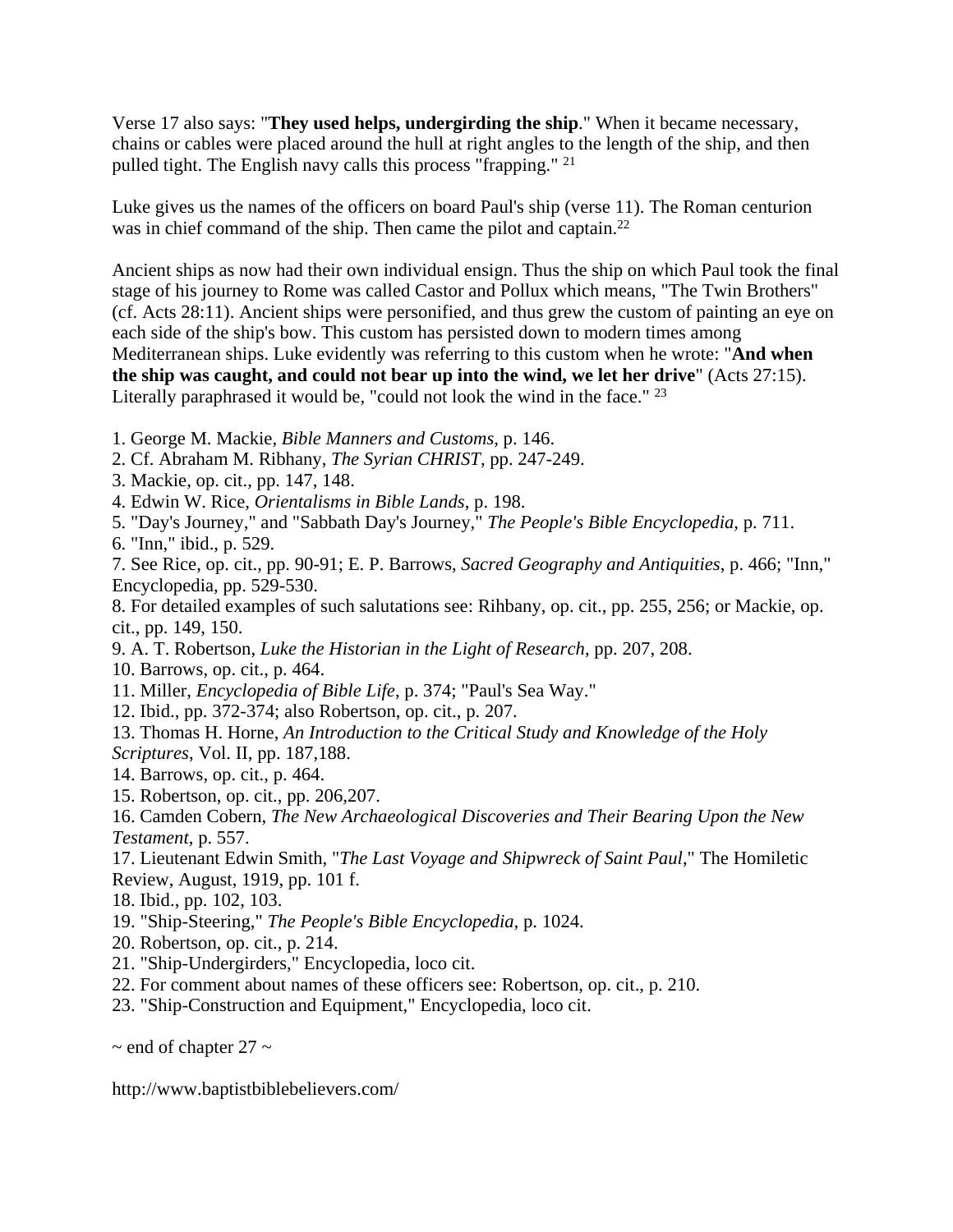Verse 17 also says: "**They used helps, undergirding the ship**." When it became necessary, chains or cables were placed around the hull at right angles to the length of the ship, and then pulled tight. The English navy calls this process "frapping." [21]

Luke gives us the names of the officers on board Paul's ship (verse 11). The Roman centurion was in chief command of the ship. Then came the pilot and captain.[22]

Ancient ships as now had their own individual ensign. Thus the ship on which Paul took the final stage of his journey to Rome was called Castor and Pollux which means, "The Twin Brothers" (cf. Acts 28:11). Ancient ships were personified, and thus grew the custom of painting an eye on each side of the ship's bow. This custom has persisted down to modern times among Mediterranean ships. Luke evidently was referring to this custom when he wrote: "**And when the ship was caught, and could not bear up into the wind, we let her drive**" (Acts 27:15). Literally paraphrased it would be, "could not look the wind in the face." [23]

1. George M. Mackie, *Bible Manners and Customs*, p. 146.
2. Cf. Abraham M. Ribhany, *The Syrian CHRIST*, pp. 247-249.
3. Mackie, op. cit., pp. 147, 148.
4. Edwin W. Rice, *Orientalisms in Bible Lands*, p. 198.
5. "Day's Journey," and "Sabbath Day's Journey," *The People's Bible Encyclopedia*, p. 711.
6. "Inn," ibid., p. 529.
7. See Rice, op. cit., pp. 90-91; E. P. Barrows, *Sacred Geography and Antiquities*, p. 466; "Inn," Encyclopedia, pp. 529-530.
8. For detailed examples of such salutations see: Rihbany, op. cit., pp. 255, 256; or Mackie, op. cit., pp. 149, 150.
9. A. T. Robertson, *Luke the Historian in the Light of Research*, pp. 207, 208.
10. Barrows, op. cit., p. 464.
11. Miller, *Encyclopedia of Bible Life*, p. 374; "Paul's Sea Way."
12. Ibid., pp. 372-374; also Robertson, op. cit., p. 207.
13. Thomas H. Horne, *An Introduction to the Critical Study and Knowledge of the Holy Scriptures*, Vol. II, pp. 187,188.
14. Barrows, op. cit., p. 464.
15. Robertson, op. cit., pp. 206,207.
16. Camden Cobern, *The New Archaeological Discoveries and Their Bearing Upon the New Testament*, p. 557.
17. Lieutenant Edwin Smith, "*The Last Voyage and Shipwreck of Saint Paul*," The Homiletic Review, August, 1919, pp. 101 f.
18. Ibid., pp. 102, 103.
19. "Ship-Steering," *The People's Bible Encyclopedia*, p. 1024.
20. Robertson, op. cit., p. 214.
21. "Ship-Undergirders," Encyclopedia, loco cit.
22. For comment about names of these officers see: Robertson, op. cit., p. 210.
23. "Ship-Construction and Equipment," Encyclopedia, loco cit.

~ end of chapter 27 ~

http://www.baptistbiblebelievers.com/